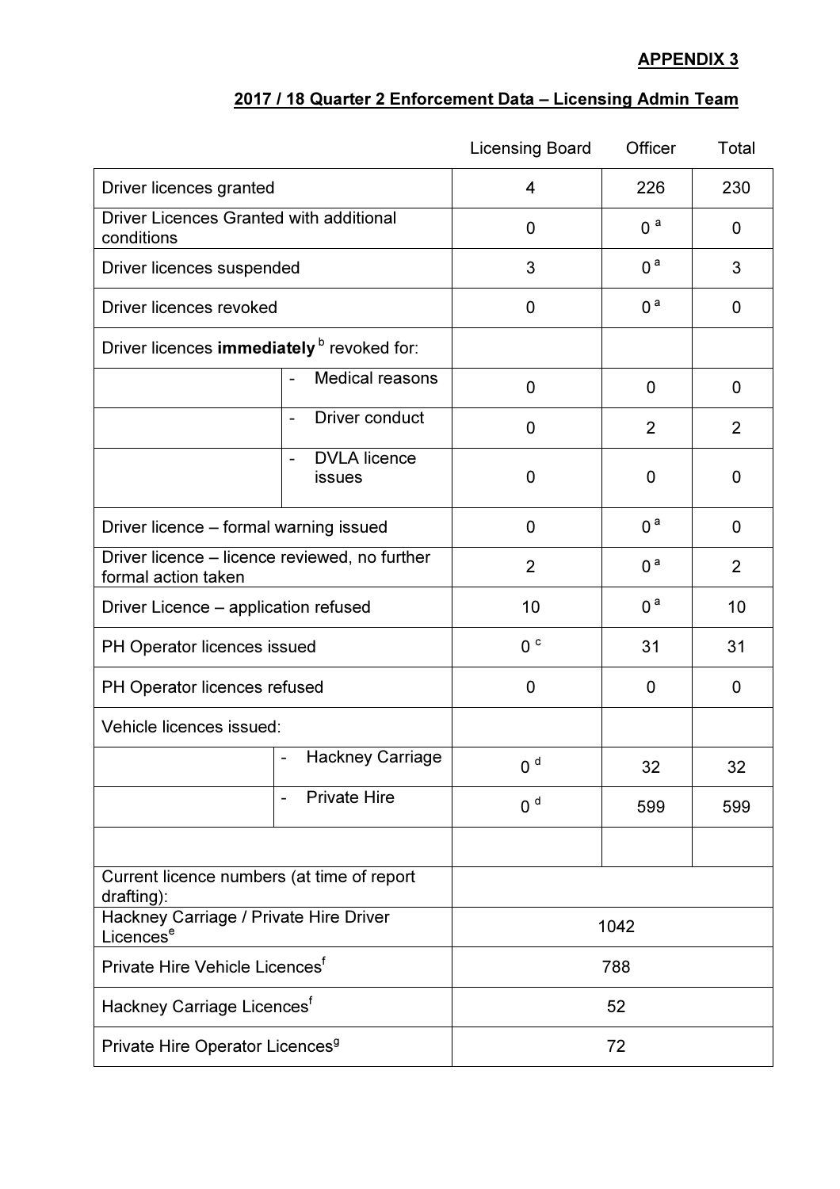**APPENDIX 3**

## 2017 / 18 Quarter 2 Enforcement Data – Licensing Admin Team

| | | Licensing Board | Officer | Total |
|---|---|---|---|---|
| Driver licences granted | | 4 | 226 | 230 |
| Driver Licences Granted with additional conditions | | 0 | 0 [a] | 0 |
| Driver licences suspended | | 3 | 0 [a] | 3 |
| Driver licences revoked | | 0 | 0 [a] | 0 |
| Driver licences **immediately** [b] revoked for: | | | | |
| | - Medical reasons | 0 | 0 | 0 |
| | - Driver conduct | 0 | 2 | 2 |
| | - DVLA licence issues | 0 | 0 | 0 |
| Driver licence – formal warning issued | | 0 | 0 [a] | 0 |
| Driver licence – licence reviewed, no further formal action taken | | 2 | 0 [a] | 2 |
| Driver Licence – application refused | | 10 | 0 [a] | 10 |
| PH Operator licences issued | | 0 [c] | 31 | 31 |
| PH Operator licences refused | | 0 | 0 | 0 |
| Vehicle licences issued: | | | | |
| | - Hackney Carriage | 0 [d] | 32 | 32 |
| | - Private Hire | 0 [d] | 599 | 599 |
| | | | | |
| Current licence numbers (at time of report drafting): | | | | |
| Hackney Carriage / Private Hire Driver Licences[e] | | 1042 | | |
| Private Hire Vehicle Licences[f] | | 788 | | |
| Hackney Carriage Licences[f] | | 52 | | |
| Private Hire Operator Licences[g] | | 72 | | |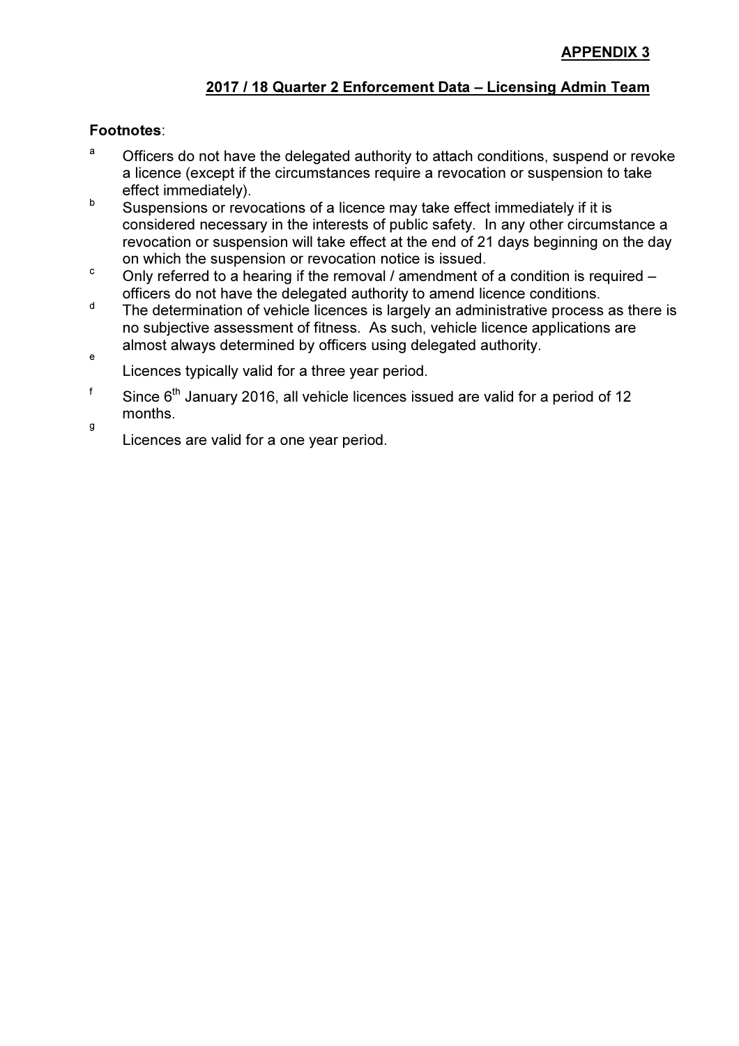**APPENDIX 3**

**2017 / 18 Quarter 2 Enforcement Data – Licensing Admin Team**

**Footnotes**:

[a] Officers do not have the delegated authority to attach conditions, suspend or revoke a licence (except if the circumstances require a revocation or suspension to take effect immediately).

[b] Suspensions or revocations of a licence may take effect immediately if it is considered necessary in the interests of public safety. In any other circumstance a revocation or suspension will take effect at the end of 21 days beginning on the day on which the suspension or revocation notice is issued.

[c] Only referred to a hearing if the removal / amendment of a condition is required – officers do not have the delegated authority to amend licence conditions.

[d] The determination of vehicle licences is largely an administrative process as there is no subjective assessment of fitness. As such, vehicle licence applications are almost always determined by officers using delegated authority.

[e] Licences typically valid for a three year period.

[f] Since 6th January 2016, all vehicle licences issued are valid for a period of 12 months.

[g] Licences are valid for a one year period.